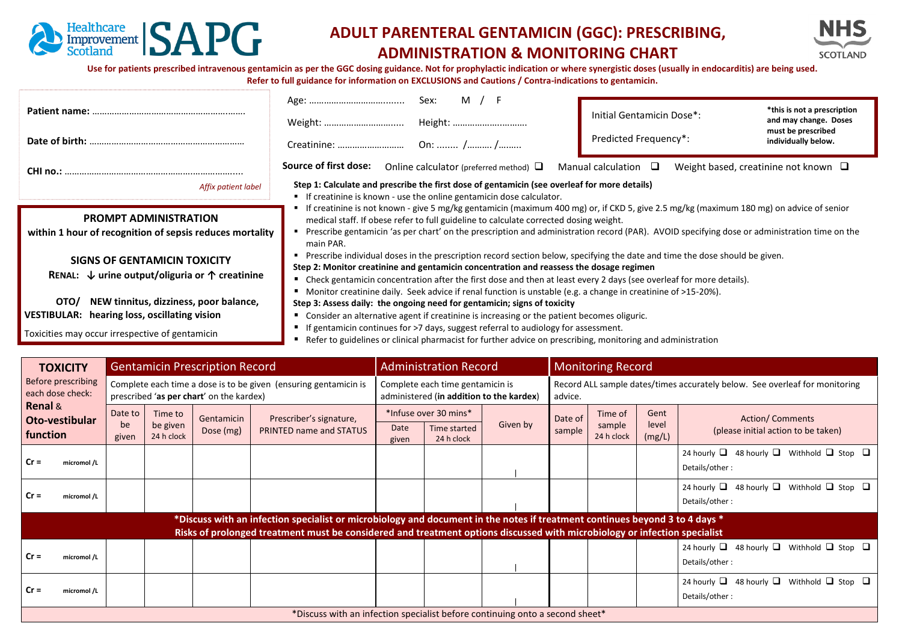Healthcare Improvement Scotland | SAPG

# ADULT PARENTERAL GENTAMICIN (GGC): PRESCRIBING, ADMINISTRATION & MONITORING CHART

NHS SCOTLAND

**Use for patients prescribed intravenous gentamicin as per the GGC dosing guidance. Not for prophylactic indication or where synergistic doses (usually in endocarditis) are being used. Refer to full guidance for information on EXCLUSIONS and Cautions / Contra-indications to gentamicin.**

**Patient name:** ……………………………………………………

**Date of birth:** ……………………………………………………

**CHI no.:** ……………………………………………………………

*Affix patient label*

Age: ……………………………… Sex: M / F

Weight: ………………………… Height: …………………………

Creatinine: …………………… On: …….. /………. /……..

| Initial Gentamicin Dose*: | *this is not a prescription and may change. Doses must be prescribed individually below. |
|---|---|
| Predicted Frequency*: | |

**Source of first dose:** Online calculator (preferred method) ❑ Manual calculation ❑ Weight based, creatinine not known ❑

### PROMPT ADMINISTRATION

**within 1 hour of recognition of sepsis reduces mortality**

### SIGNS OF GENTAMICIN TOXICITY

**RENAL:** ↓ urine output/oliguria or ↑ creatinine

**OTO/ VESTIBULAR:** NEW tinnitus, dizziness, poor balance, hearing loss, oscillating vision

Toxicities may occur irrespective of gentamicin

**Step 1: Calculate and prescribe the first dose of gentamicin (see overleaf for more details)**

- If creatinine is known - use the online gentamicin dose calculator.
- If creatinine is not known - give 5 mg/kg gentamicin (maximum 400 mg) or, if CKD 5, give 2.5 mg/kg (maximum 180 mg) on advice of senior medical staff. If obese refer to full guideline to calculate corrected dosing weight.
- Prescribe gentamicin 'as per chart' on the prescription and administration record (PAR). AVOID specifying dose or administration time on the main PAR.
- Prescribe individual doses in the prescription record section below, specifying the date and time the dose should be given.

**Step 2: Monitor creatinine and gentamicin concentration and reassess the dosage regimen**

- Check gentamicin concentration after the first dose and then at least every 2 days (see overleaf for more details).
- Monitor creatinine daily. Seek advice if renal function is unstable (e.g. a change in creatinine of >15-20%).

**Step 3: Assess daily: the ongoing need for gentamicin; signs of toxicity**

- Consider an alternative agent if creatinine is increasing or the patient becomes oliguric.
- If gentamicin continues for >7 days, suggest referral to audiology for assessment.
- Refer to guidelines or clinical pharmacist for further advice on prescribing, monitoring and administration

| **TOXICITY** | **Gentamicin Prescription Record** | | | | **Administration Record** | | | **Monitoring Record** | | | |
|---|---|---|---|---|---|---|---|---|---|---|---|
| Before prescribing each dose check: | Complete each time a dose is to be given (ensuring gentamicin is prescribed '**as per chart**' on the kardex) | | | | Complete each time gentamicin is administered (**in addition to the kardex**) | | | Record ALL sample dates/times accurately below. See overleaf for monitoring advice. | | | |
| **Renal & Oto-vestibular function** | Date to be given | Time to be given 24 h clock | Gentamicin Dose (mg) | Prescriber's signature, PRINTED name and STATUS | *Infuse over 30 mins* Date given | Time started 24 h clock | Given by | Date of sample | Time of sample 24 h clock | Gent level (mg/L) | Action/ Comments (please initial action to be taken) |
| **Cr =** micromol /L | | | | | | | | | | | 24 hourly ❑ 48 hourly ❑ Withhold ❑ Stop ❑ Details/other : |
| **Cr =** micromol /L | | | | | | | | | | | 24 hourly ❑ 48 hourly ❑ Withhold ❑ Stop ❑ Details/other : |
| ***Discuss with an infection specialist or microbiology and document in the notes if treatment continues beyond 3 to 4 days * Risks of prolonged treatment must be considered and treatment options discussed with microbiology or infection specialist** | | | | | | | | | | | |
| **Cr =** micromol /L | | | | | | | | | | | 24 hourly ❑ 48 hourly ❑ Withhold ❑ Stop ❑ Details/other : |
| **Cr =** micromol /L | | | | | | | | | | | 24 hourly ❑ 48 hourly ❑ Withhold ❑ Stop ❑ Details/other : |

*Discuss with an infection specialist before continuing onto a second sheet*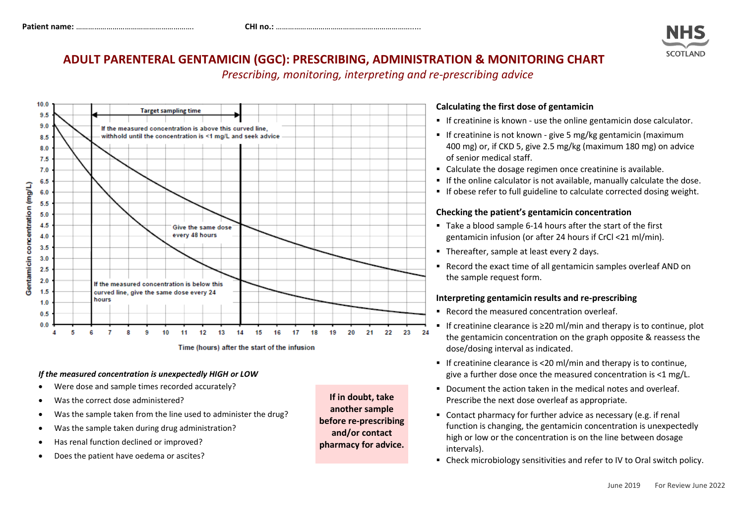Patient name: ………………………………………………… CHI no.: …………………………………………………………...

# ADULT PARENTERAL GENTAMICIN (GGC): PRESCRIBING, ADMINISTRATION & MONITORING CHART

*Prescribing, monitoring, interpreting and re-prescribing advice*

Target sampling time

If the measured concentration is above this curved line, withhold until the concentration is <1 mg/L and seek advice

Give the same dose every 48 hours

If the measured concentration is below this curved line, give the same dose every 24 hours

Gentamicin concentration (mg/L)

10.0, 9.5, 9.0, 8.5, 8.0, 7.5, 7.0, 6.5, 6.0, 5.5, 5.0, 4.5, 4.0, 3.5, 3.0, 2.5, 2.0, 1.5, 1.0, 0.5, 0.0

4, 5, 6, 7, 8, 9, 10, 11, 12, 13, 14, 15, 16, 17, 18, 19, 20, 21, 22, 23, 24

Time (hours) after the start of the infusion

### Calculating the first dose of gentamicin

- If creatinine is known - use the online gentamicin dose calculator.
- If creatinine is not known - give 5 mg/kg gentamicin (maximum 400 mg) or, if CKD 5, give 2.5 mg/kg (maximum 180 mg) on advice of senior medical staff.
- Calculate the dosage regimen once creatinine is available.
- If the online calculator is not available, manually calculate the dose.
- If obese refer to full guideline to calculate corrected dosing weight.

### Checking the patient's gentamicin concentration

- Take a blood sample 6-14 hours after the start of the first gentamicin infusion (or after 24 hours if CrCl <21 ml/min).
- Thereafter, sample at least every 2 days.
- Record the exact time of all gentamicin samples overleaf AND on the sample request form.

### Interpreting gentamicin results and re-prescribing

- Record the measured concentration overleaf.
- If creatinine clearance is ≥20 ml/min and therapy is to continue, plot the gentamicin concentration on the graph opposite & reassess the dose/dosing interval as indicated.
- If creatinine clearance is <20 ml/min and therapy is to continue, give a further dose once the measured concentration is <1 mg/L.
- Document the action taken in the medical notes and overleaf. Prescribe the next dose overleaf as appropriate.
- Contact pharmacy for further advice as necessary (e.g. if renal function is changing, the gentamicin concentration is unexpectedly high or low or the concentration is on the line between dosage intervals).
- Check microbiology sensitivities and refer to IV to Oral switch policy.

### *If the measured concentration is unexpectedly HIGH or LOW*

- Were dose and sample times recorded accurately?
- Was the correct dose administered?
- Was the sample taken from the line used to administer the drug?
- Was the sample taken during drug administration?
- Has renal function declined or improved?
- Does the patient have oedema or ascites?

**If in doubt, take another sample before re-prescribing and/or contact pharmacy for advice.**

June 2019 For Review June 2022